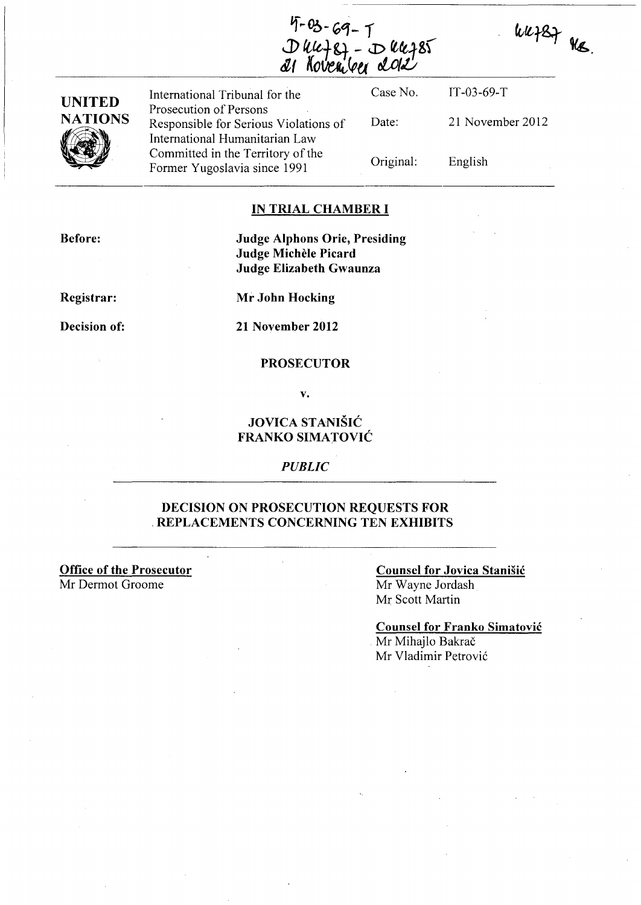IT-03-69-T
D44787 - D44785
21 November 2012

44787 MB.

| UNITED NATIONS | International Tribunal for the Prosecution of Persons Responsible for Serious Violations of International Humanitarian Law Committed in the Territory of the Former Yugoslavia since 1991 | Case No. | IT-03-69-T |
|---|---|---|---|
| | | Date: | 21 November 2012 |
| | | Original: | English |

## IN TRIAL CHAMBER I

**Before:** **Judge Alphons Orie, Presiding**
**Judge Michèle Picard**
**Judge Elizabeth Gwaunza**

**Registrar:** **Mr John Hocking**

**Decision of:** **21 November 2012**

**PROSECUTOR**

**v.**

**JOVICA STANIŠIĆ**
**FRANKO SIMATOVIĆ**

*PUBLIC*

## DECISION ON PROSECUTION REQUESTS FOR REPLACEMENTS CONCERNING TEN EXHIBITS

**Office of the Prosecutor**
Mr Dermot Groome

**Counsel for Jovica Stanišić**
Mr Wayne Jordash
Mr Scott Martin

**Counsel for Franko Simatović**
Mr Mihajlo Bakrač
Mr Vladimir Petrović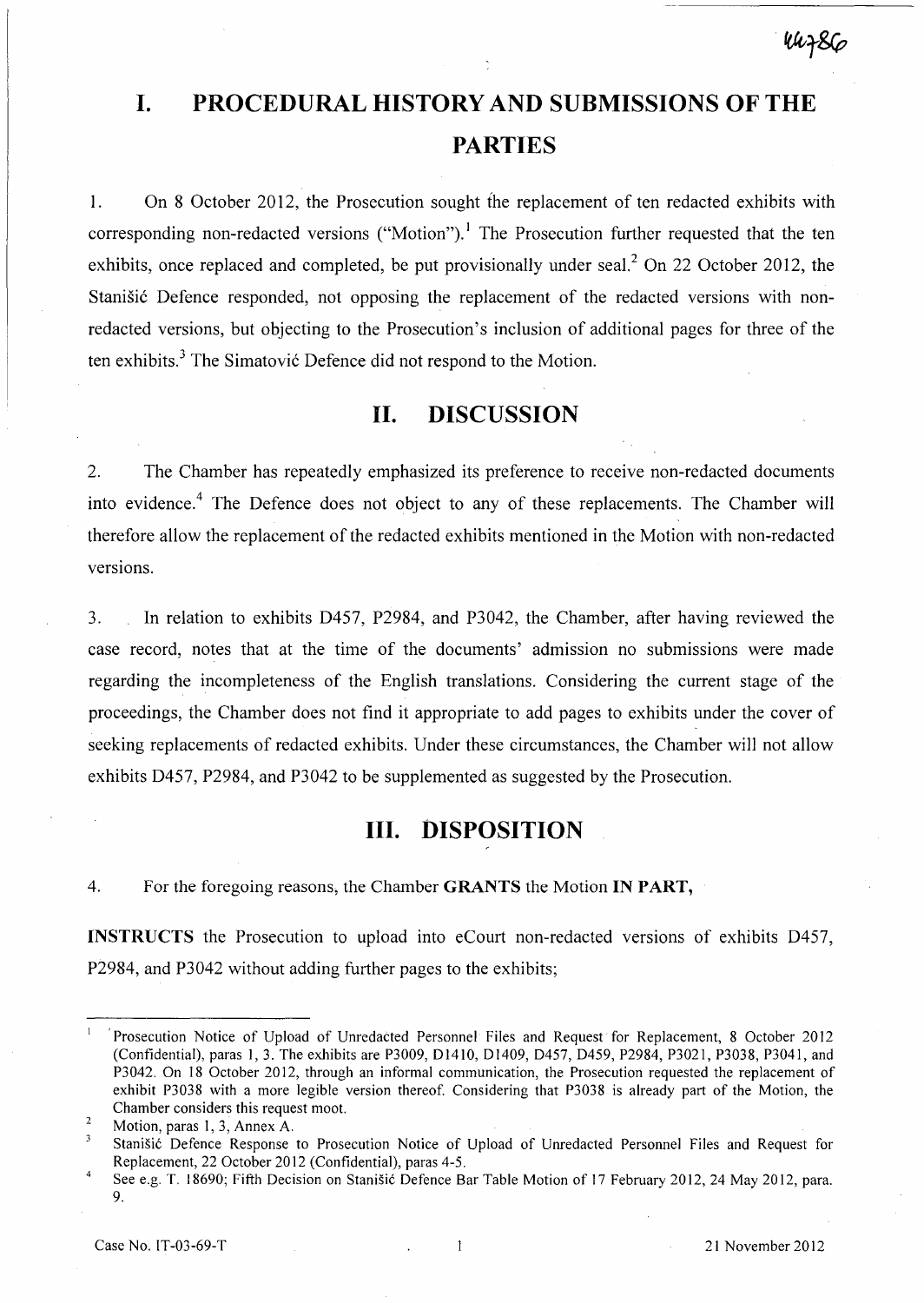# I. PROCEDURAL HISTORY AND SUBMISSIONS OF THE PARTIES

1. On 8 October 2012, the Prosecution sought the replacement of ten redacted exhibits with corresponding non-redacted versions ("Motion").[1] The Prosecution further requested that the ten exhibits, once replaced and completed, be put provisionally under seal.[2] On 22 October 2012, the Stanišić Defence responded, not opposing the replacement of the redacted versions with non-redacted versions, but objecting to the Prosecution's inclusion of additional pages for three of the ten exhibits.[3] The Simatović Defence did not respond to the Motion.

# II. DISCUSSION

2. The Chamber has repeatedly emphasized its preference to receive non-redacted documents into evidence.[4] The Defence does not object to any of these replacements. The Chamber will therefore allow the replacement of the redacted exhibits mentioned in the Motion with non-redacted versions.

3. In relation to exhibits D457, P2984, and P3042, the Chamber, after having reviewed the case record, notes that at the time of the documents' admission no submissions were made regarding the incompleteness of the English translations. Considering the current stage of the proceedings, the Chamber does not find it appropriate to add pages to exhibits under the cover of seeking replacements of redacted exhibits. Under these circumstances, the Chamber will not allow exhibits D457, P2984, and P3042 to be supplemented as suggested by the Prosecution.

# III. DISPOSITION

4. For the foregoing reasons, the Chamber **GRANTS** the Motion **IN PART**,

**INSTRUCTS** the Prosecution to upload into eCourt non-redacted versions of exhibits D457, P2984, and P3042 without adding further pages to the exhibits;

---

[1] Prosecution Notice of Upload of Unredacted Personnel Files and Request for Replacement, 8 October 2012 (Confidential), paras 1, 3. The exhibits are P3009, D1410, D1409, D457, D459, P2984, P3021, P3038, P3041, and P3042. On 18 October 2012, through an informal communication, the Prosecution requested the replacement of exhibit P3038 with a more legible version thereof. Considering that P3038 is already part of the Motion, the Chamber considers this request moot.

[2] Motion, paras 1, 3, Annex A.

[3] Stanišić Defence Response to Prosecution Notice of Upload of Unredacted Personnel Files and Request for Replacement, 22 October 2012 (Confidential), paras 4-5.

[4] See e.g. T. 18690; Fifth Decision on Stanišić Defence Bar Table Motion of 17 February 2012, 24 May 2012, para. 9.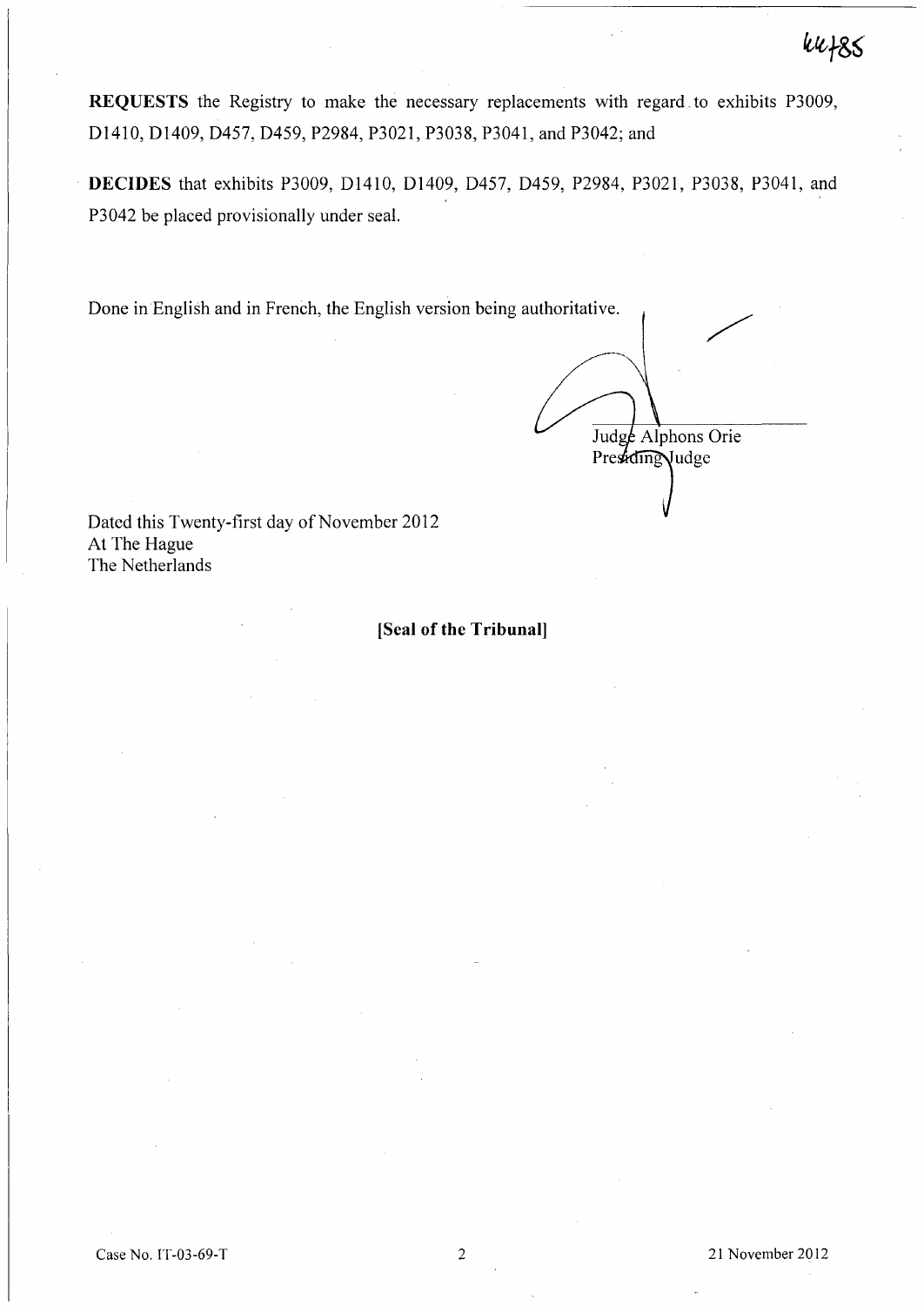**REQUESTS** the Registry to make the necessary replacements with regard to exhibits P3009, D1410, D1409, D457, D459, P2984, P3021, P3038, P3041, and P3042; and

**DECIDES** that exhibits P3009, D1410, D1409, D457, D459, P2984, P3021, P3038, P3041, and P3042 be placed provisionally under seal.

Done in English and in French, the English version being authoritative.

Judge Alphons Orie
Presiding Judge

Dated this Twenty-first day of November 2012
At The Hague
The Netherlands

**[Seal of the Tribunal]**